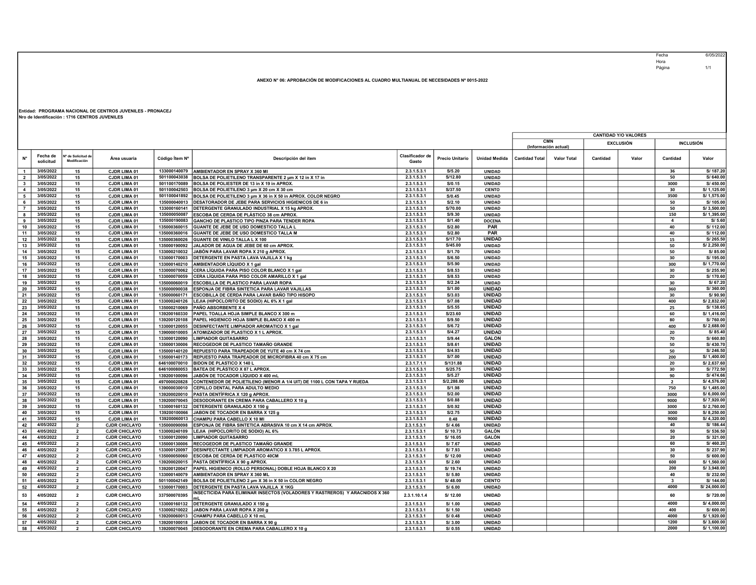Fecha 6/05/2022
Hora
Página 1/1

## ANEXO N° 06: APROBACIÓN DE MODIFICACIONES AL CUADRO MULTIANUAL DE NECESIDADES N° 0015-2022

**Entidad: PROGRAMA NACIONAL DE CENTROS JUVENILES - PRONACEJ**
**Nro de Identificación : 1716 CENTROS JUVENILES**

| N° | Fecha de solicitud | N° de Solicitud de Modificación | Área usuaria | Código Ítem N° | Descripción del ítem | Clasificador de Gasto | Precio Unitario | Unidad Medida | CANTIDAD Y/O VALORES | | | | | |
|---|---|---|---|---|---|---|---|---|---|---|---|---|---|---|
| | | | | | | | | | CMN (Información actual) | | EXCLUSIÓN | | INCLUSIÓN | |
| | | | | | | | | | Cantidad Total | Valor Total | Cantidad | Valor | Cantidad | Valor |
| 1 | 3/05/2022 | 15 | CJDR LIMA 01 | 133000140079 | AMBIENTADOR EN SPRAY X 360 Ml | 2.3.1.5.3.1 | S/5.20 | UNIDAD | | | | | 36 | S/ 187.20 |
| 2 | 3/05/2022 | 15 | CJDR LIMA 01 | 501100043038 | BOLSA DE POLIETILENO TRANSPARENTE 2 µm X 12 in X 17 in | 2.3.1.5.3.1 | S/12.80 | UNIDAD | | | | | 50 | S/ 640.00 |
| 3 | 3/05/2022 | 15 | CJDR LIMA 01 | 501100170089 | BOLSA DE POLIESTER DE 13 in X 19 in APROX. | 2.3.1.5.3.1 | S/0.15 | UNIDAD | | | | | 3000 | S/ 450.00 |
| 4 | 3/05/2022 | 15 | CJDR LIMA 01 | 501100042503 | BOLSA DE POLIETILENO 3 µm X 20 cm X 30 cm | 2.3.1.5.3.1 | S/37.50 | CIENTO | | | | | 30 | S/ 1,125.00 |
| 5 | 3/05/2022 | 15 | CJDR LIMA 01 | 501100041892 | BOLSA DE POLIETILENO 3 µm X 36 in X 50 in APROX. COLOR NEGRO | 2.3.1.5.3.1 | S/0.45 | UNIDAD | | | | | 3500 | S/ 1,575.00 |
| 6 | 3/05/2022 | 15 | CJDR LIMA 01 | 135000040013 | DESATORADOR DE JEBE PARA SERVICIOS HIGIENICOS DE 6 in | 2.3.1.5.3.1 | S/2.10 | UNIDAD | | | | | 50 | S/ 105.00 |
| 7 | 3/05/2022 | 15 | CJDR LIMA 01 | 133000160141 | DETERGENTE GRANULADO INDUSTRIAL X 15 kg APROX. | 2.3.1.5.3.1 | S/70.00 | UNIDAD | | | | | 50 | S/ 3,500.00 |
| 8 | 3/05/2022 | 15 | CJDR LIMA 01 | 135000050087 | ESCOBA DE CERDA DE PLÁSTICO 38 cm APROX. | 2.3.1.5.3.1 | S/9.30 | UNIDAD | | | | | 150 | S/ 1,395.00 |
| 9 | 3/05/2022 | 15 | CJDR LIMA 01 | 135000190083 | GANCHO DE PLASTICO TIPO PINZA PARA TENDER ROPA | 2.3.1.5.3.1 | S/1.40 | DOCENA | | | | | 4 | S/ 5.60 |
| 10 | 3/05/2022 | 15 | CJDR LIMA 01 | 135000360015 | GUANTE DE JEBE DE USO DOMESTICO TALLA L | 2.3.1.5.3.1 | S/2.80 | PAR | | | | | 40 | S/ 112.00 |
| 11 | 3/05/2022 | 15 | CJDR LIMA 01 | 135000360016 | GUANTE DE JEBE DE USO DOMESTICO TALLA M | 2.3.1.5.3.1 | S/2.80 | PAR | | | | | 40 | S/ 112.00 |
| 12 | 3/05/2022 | 15 | CJDR LIMA 01 | 135000360026 | GUANTE DE VINILO TALLA L X 100 | 2.3.1.5.3.1 | S/17.70 | UNIDAD | | | | | 15 | S/ 265.50 |
| 13 | 3/05/2022 | 15 | CJDR LIMA 01 | 135000190092 | JALADOR DE AGUA DE JEBE DE 60 cm APROX. | 2.3.1.5.3.1 | S/45.00 | UNIDAD | | | | | 50 | S/ 2,250.00 |
| 14 | 3/05/2022 | 15 | CJDR LIMA 01 | 133000210032 | JABÓN PARA LAVAR ROPA X 210 g APROX. | 2.3.1.5.3.1 | S/1.70 | UNIDAD | | | | | 50 | S/ 85.00 |
| 15 | 3/05/2022 | 15 | CJDR LIMA 01 | 133000170003 | DETERGENTE EN PASTA LAVA VAJILLA X 1 kg | 2.3.1.5.3.1 | S/6.50 | UNIDAD | | | | | 30 | S/ 195.00 |
| 16 | 3/05/2022 | 15 | CJDR LIMA 01 | 133000140210 | AMBIENTADOR LÍQUIDO X 1 gal | 2.3.1.5.3.1 | S/5.90 | UNIDAD | | | | | 300 | S/ 1,770.00 |
| 17 | 3/05/2022 | 15 | CJDR LIMA 01 | 133000070062 | CERA LÍQUIDA PARA PISO COLOR BLANCO X 1 gal | 2.3.1.5.3.1 | S/8.53 | UNIDAD | | | | | 30 | S/ 255.90 |
| 18 | 3/05/2022 | 15 | CJDR LIMA 01 | 133000070059 | CERA LÍQUIDA PARA PISO COLOR AMARILLO X 1 gal | 2.3.1.5.3.1 | S/8.53 | UNIDAD | | | | | 20 | S/ 170.60 |
| 19 | 3/05/2022 | 15 | CJDR LIMA 01 | 135000060019 | ESCOBILLA DE PLASTICO PARA LAVAR ROPA | 2.3.1.5.3.1 | S/2.24 | UNIDAD | | | | | 30 | S/ 67.20 |
| 20 | 3/05/2022 | 15 | CJDR LIMA 01 | 135000090038 | ESPONJA DE FIBRA SINTETICA PARA LAVAR VAJILLAS | 2.3.1.5.3.1 | S/1.00 | UNIDAD | | | | | 360 | S/ 360.00 |
| 21 | 3/05/2022 | 15 | CJDR LIMA 01 | 135000060171 | ESCOBILLA DE CERDA PARA LAVAR BAÑO TIPO HISOPO | 2.3.1.5.3.1 | S/3.03 | UNIDAD | | | | | 30 | S/ 90.90 |
| 22 | 3/05/2022 | 15 | CJDR LIMA 01 | 133000240126 | LEJIA (HIPOCLORITO DE SODIO) AL 6% X 1 gal | 2.3.1.5.3.1 | S/7.08 | UNIDAD | | | | | 400 | S/ 2,832.00 |
| 23 | 3/05/2022 | 15 | CJDR LIMA 01 | 135000210069 | PAÑO ABSORBENTE X 4 | 2.3.1.5.3.1 | S/5.55 | UNIDAD | | | | | 25 | S/ 138.65 |
| 24 | 3/05/2022 | 15 | CJDR LIMA 01 | 139200160330 | PAPEL TOALLA HOJA SIMPLE BLANCO X 300 m | 2.3.1.5.3.1 | S/23.60 | UNIDAD | | | | | 60 | S/ 1,416.00 |
| 25 | 3/05/2022 | 15 | CJDR LIMA 01 | 139200120108 | PAPEL HIGIENICO HOJA SIMPLE BLANCO X 400 m | 2.3.1.5.3.1 | S/9.50 | UNIDAD | | | | | 80 | S/ 760.00 |
| 26 | 3/05/2022 | 15 | CJDR LIMA 01 | 133000120055 | DESINFECTANTE LIMPIADOR AROMATICO X 1 gal | 2.3.1.5.3.1 | S/6.72 | UNIDAD | | | | | 400 | S/ 2,688.00 |
| 27 | 3/05/2022 | 15 | CJDR LIMA 01 | 139000010005 | ATOMIZADOR DE PLASTICO X 1 L APROX. | 2.3.1.5.3.1 | S/4.27 | UNIDAD | | | | | 20 | S/ 85.40 |
| 28 | 3/05/2022 | 15 | CJDR LIMA 01 | 133000120090 | LIMPIADOR QUITASARRO | 2.3.1.5.3.1 | S/9.44 | GALON | | | | | 70 | S/ 660.80 |
| 29 | 3/05/2022 | 15 | CJDR LIMA 01 | 135000130006 | RECOGEDOR DE PLASTICO TAMAÑO GRANDE | 2.3.1.5.3.1 | S/8.61 | UNIDAD | | | | | 50 | S/ 430.70 |
| 30 | 3/05/2022 | 15 | CJDR LIMA 01 | 135000140120 | REPUESTO PARA TRAPEADOR DE YUTE 40 cm X 74 cm | 2.3.1.5.3.1 | S/4.93 | UNIDAD | | | | | 50 | S/ 246.50 |
| 31 | 3/05/2022 | 15 | CJDR LIMA 01 | 135000140173 | REPUESTO PARA TRAPEADOR DE MICROFIBRA 40 cm X 75 cm | 2.3.1.5.3.1 | S/7.00 | UNIDAD | | | | | 200 | S/ 1,400.00 |
| 32 | 3/05/2022 | 15 | CJDR LIMA 01 | 646100070010 | BIDON DE PLASTICO X 140 L | 2.3.1.7.1.1 | S/131.88 | UNIDAD | | | | | 20 | S/ 2,637.60 |
| 33 | 3/05/2022 | 15 | CJDR LIMA 01 | 646100080053 | BATEA DE PLÁSTICO X 87 L APROX. | 2.3.1.5.3.1 | S/25.75 | UNIDAD | | | | | 30 | S/ 772.50 |
| 34 | 3/05/2022 | 15 | CJDR LIMA 01 | 139200100096 | JABÓN DE TOCADOR LÍQUIDO X 400 mL | 2.3.1.5.3.1 | S/5.27 | UNIDAD | | | | | 90 | S/ 474.66 |
| 35 | 3/05/2022 | 15 | CJDR LIMA 01 | 497000020828 | CONTENEDOR DE POLIETILENO (MENOR A 1/4 UIT) DE 1100 L CON TAPA Y RUEDA | 2.3.1.5.3.1 | S/2,288.00 | UNIDAD | | | | | 2 | S/ 4,576.00 |
| 36 | 3/05/2022 | 15 | CJDR LIMA 01 | 139000030010 | CEPILLO DENTAL PARA ADULTO MEDIO | 2.3.1.5.3.1 | S/1.98 | UNIDAD | | | | | 750 | S/ 1,485.00 |
| 37 | 3/05/2022 | 15 | CJDR LIMA 01 | 139200020010 | PASTA DENTÍFRICA X 120 g APROX. | 2.3.1.5.3.1 | S/2.00 | UNIDAD | | | | | 3000 | S/ 6,000.00 |
| 38 | 3/05/2022 | 15 | CJDR LIMA 01 | 139200070045 | DESODORANTE EN CREMA PARA CABALLERO X 10 g | 2.3.1.5.3.1 | S/0.88 | UNIDAD | | | | | 9000 | S/ 7,920.00 |
| 39 | 3/05/2022 | 15 | CJDR LIMA 01 | 133000160132 | DETERGENTE GRANULADO X 150 g | 2.3.1.5.3.1 | S/0.92 | UNIDAD | | | | | 3000 | S/ 2,760.00 |
| 40 | 3/05/2022 | 15 | CJDR LIMA 01 | 139200100066 | JABON DE TOCADOR EN BARRA X 125 g | 2.3.1.5.3.1 | S/2.75 | UNIDAD | | | | | 3000 | S/ 8,250.00 |
| 41 | 3/05/2022 | 15 | CJDR LIMA 01 | 139200060013 | CHAMPU PARA CABELLO X 10 Ml | 2.3.1.5.3.1 | 0.48 | UNIDAD | | | | | 9000 | S/ 4,320.00 |
| 42 | 4/05/2022 | 2 | CJDR CHICLAYO | 135000090098 | ESPONJA DE FIBRA SINTETICA ABRASIVA 10 cm X 14 cm APROX. | 2.3.1.5.3.1 | S/ 4.66 | UNIDAD | | | | | 40 | S/ 186.44 |
| 43 | 4/05/2022 | 2 | CJDR CHICLAYO | 133000240109 | LEJIA (HIPOCLORITO DE SODIO) AL 6% | 2.3.1.5.3.1 | S/ 10.73 | GALÓN | | | | | 50 | S/ 536.50 |
| 44 | 4/05/2022 | 2 | CJDR CHICLAYO | 133000120090 | LIMPIADOR QUITASARRO | 2.3.1.5.3.1 | S/ 16.05 | GALÓN | | | | | 20 | S/ 321.00 |
| 45 | 4/05/2022 | 2 | CJDR CHICLAYO | 135000130006 | RECOGEDOR DE PLASTICO TAMAÑO GRANDE | 2.3.1.5.3.1 | S/ 7.67 | UNIDAD | | | | | 60 | S/ 460.20 |
| 46 | 4/05/2022 | 2 | CJDR CHICLAYO | 133000120097 | DESINFECTANTE LIMPIADOR AROMATICO X 3.785 L APROX. | 2.3.1.5.3.1 | S/ 7.93 | UNIDAD | | | | | 30 | S/ 237.90 |
| 47 | 4/05/2022 | 2 | CJDR CHICLAYO | 135000050060 | ESCOBA DE CERDA DE PLASTICO 40CM | 2.3.1.5.3.1 | S/ 12.00 | UNIDAD | | | | | 50 | S/ 600.00 |
| 48 | 4/05/2022 | 2 | CJDR CHICLAYO | 139200020015 | PASTA DENTÍFRICA X 90 g APROX. | 2.3.1.5.3.1 | S/ 2.60 | UNIDAD | | | | | 600 | S/ 1,560.00 |
| 49 | 4/05/2022 | 2 | CJDR CHICLAYO | 139200120047 | PAPEL HIGIENICO (ROLLO PERSONAL) DOBLE HOJA BLANCO X 20 | 2.3.1.5.3.1 | S/ 19.74 | UNIDAD | | | | | 200 | S/ 3,948.00 |
| 50 | 4/05/2022 | 2 | CJDR CHICLAYO | 133000140079 | AMBIENTADOR EN SPRAY X 360 ML | 2.3.1.5.3.1 | S/ 5.80 | UNIDAD | | | | | 40 | S/ 232.00 |
| 51 | 4/05/2022 | 2 | CJDR CHICLAYO | 501100042149 | BOLSA DE POLIETILENO 2 µm X 36 in X 50 in COLOR NEGRO | 2.3.1.5.3.1 | S/ 48.00 | CIENTO | | | | | 3 | S/ 144.00 |
| 52 | 4/05/2022 | 2 | CJDR CHICLAYO | 133000170003 | DETERGENTE EN PASTA LAVA VAJILLA X 1KG | 2.3.1.5.3.1 | S/ 6.00 | UNIDAD | | | | | 4000 | S/ 24,000.00 |
| 53 | 4/05/2022 | 2 | CJDR CHICLAYO | 337500070395 | INSECTICIDA PARA ELIMINAR INSECTOS (VOLADORES Y RASTREROS) Y ARACNIDOS X 360 mL | 2.3.1.10.1.4 | S/ 12.00 | UNIDAD | | | | | 60 | S/ 720.00 |
| 54 | 4/05/2022 | 2 | CJDR CHICLAYO | 133000160132 | DETERGENTE GRANULADO X 150 g | 2.3.1.5.3.1 | S/ 1.00 | UNIDAD | | | | | 4000 | S/ 4,000.00 |
| 55 | 4/05/2022 | 2 | CJDR CHICLAYO | 133000210022 | JABON PARA LAVAR ROPA X 200 g | 2.3.1.5.3.1 | S/ 1.50 | UNIDAD | | | | | 400 | S/ 600.00 |
| 56 | 4/05/2022 | 2 | CJDR CHICLAYO | 139200060013 | CHAMPU PARA CABELLO X 10 mL | 2.3.1.5.3.1 | S/ 0.48 | UNIDAD | | | | | 4000 | S/ 1,920.00 |
| 57 | 4/05/2022 | 2 | CJDR CHICLAYO | 139200100018 | JABON DE TOCADOR EN BARRA X 90 g | 2.3.1.5.3.1 | S/ 3.00 | UNIDAD | | | | | 1200 | S/ 3,600.00 |
| 58 | 4/05/2022 | 2 | CJDR CHICLAYO | 139200070045 | DESODORANTE EN CREMA PARA CABALLERO X 10 g | 2.3.1.5.3.1 | S/ 0.55 | UNIDAD | | | | | 2000 | S/ 1,100.00 |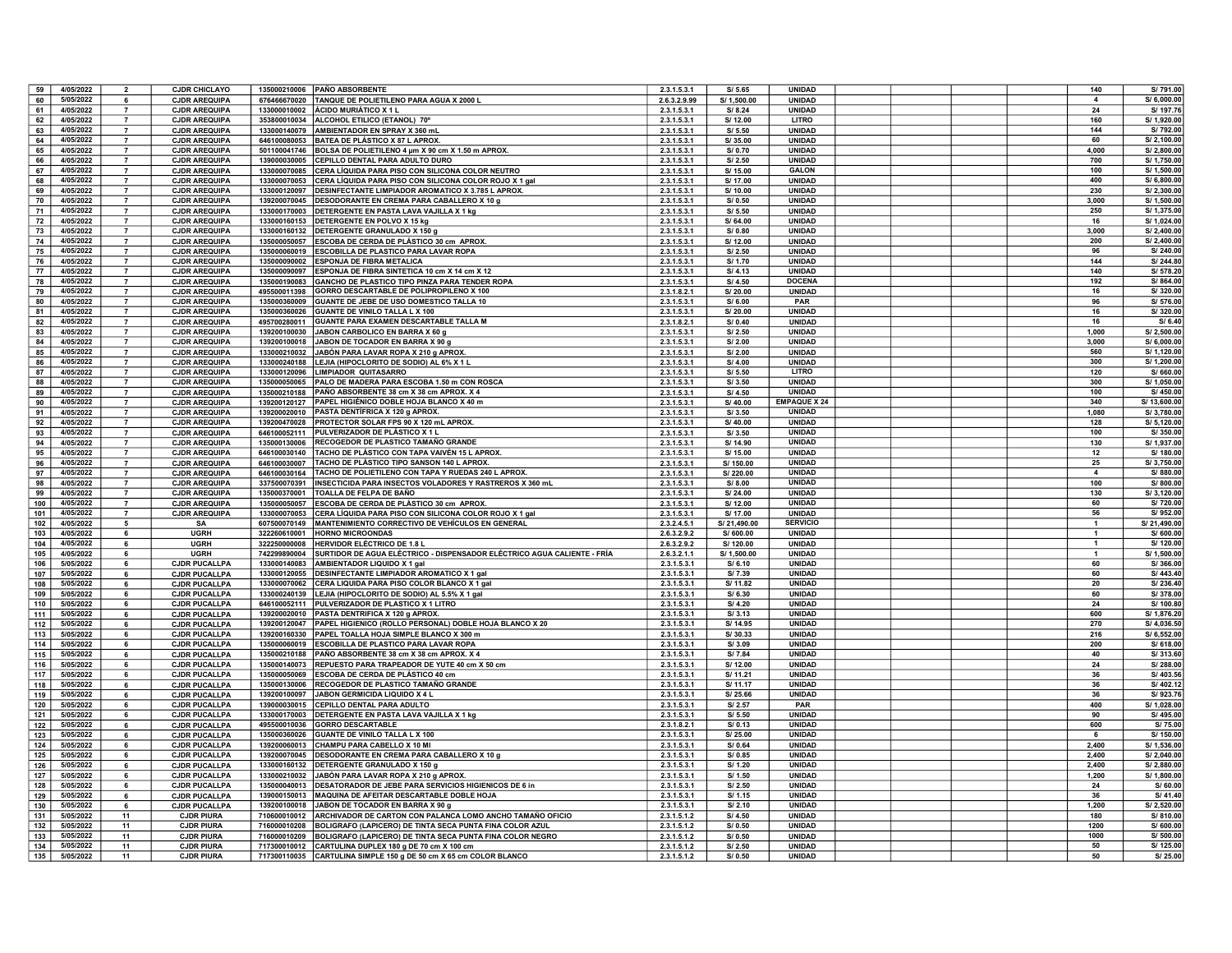| | | | | | | | | | | | | | |
|---|---|---|---|---|---|---|---|---|---|---|---|---|---|
| 59 | 4/05/2022 | 2 | CJDR CHICLAYO | 135000210006 | PAÑO ABSORBENTE | 2.3.1.5.3.1 | S/ 5.65 | UNIDAD | | | | 140 | S/ 791.00 |
| 60 | 5/05/2022 | 6 | CJDR AREQUIPA | 676466670020 | TANQUE DE POLIETILENO PARA AGUA X 2000 L | 2.6.3.2.9.99 | S/ 1,500.00 | UNIDAD | | | | 4 | S/ 6,000.00 |
| 61 | 4/05/2022 | 7 | CJDR AREQUIPA | 133000010002 | ÁCIDO MURIÁTICO X 1 L | 2.3.1.5.3.1 | S/ 8.24 | UNIDAD | | | | 24 | S/ 197.76 |
| 62 | 4/05/2022 | 7 | CJDR AREQUIPA | 353800010034 | ALCOHOL ETILICO (ETANOL) 70º | 2.3.1.5.3.1 | S/ 12.00 | LITRO | | | | 160 | S/ 1,920.00 |
| 63 | 4/05/2022 | 7 | CJDR AREQUIPA | 133000140079 | AMBIENTADOR EN SPRAY X 360 mL | 2.3.1.5.3.1 | S/ 5.50 | UNIDAD | | | | 144 | S/ 792.00 |
| 64 | 4/05/2022 | 7 | CJDR AREQUIPA | 646100080053 | BATEA DE PLÁSTICO X 87 L APROX. | 2.3.1.5.3.1 | S/ 35.00 | UNIDAD | | | | 60 | S/ 2,100.00 |
| 65 | 4/05/2022 | 7 | CJDR AREQUIPA | 501100041746 | BOLSA DE POLIETILENO 4 µm X 90 cm X 1.50 m APROX. | 2.3.1.5.3.1 | S/ 0.70 | UNIDAD | | | | 4,000 | S/ 2,800.00 |
| 66 | 4/05/2022 | 7 | CJDR AREQUIPA | 139000030005 | CEPILLO DENTAL PARA ADULTO DURO | 2.3.1.5.3.1 | S/ 2.50 | UNIDAD | | | | 700 | S/ 1,750.00 |
| 67 | 4/05/2022 | 7 | CJDR AREQUIPA | 133000070085 | CERA LÍQUIDA PARA PISO CON SILICONA COLOR NEUTRO | 2.3.1.5.3.1 | S/ 15.00 | GALON | | | | 100 | S/ 1,500.00 |
| 68 | 4/05/2022 | 7 | CJDR AREQUIPA | 133000070053 | CERA LÍQUIDA PARA PISO CON SILICONA COLOR ROJO X 1 gal | 2.3.1.5.3.1 | S/ 17.00 | UNIDAD | | | | 400 | S/ 6,800.00 |
| 69 | 4/05/2022 | 7 | CJDR AREQUIPA | 133000120097 | DESINFECTANTE LIMPIADOR AROMATICO X 3.785 L APROX. | 2.3.1.5.3.1 | S/ 10.00 | UNIDAD | | | | 230 | S/ 2,300.00 |
| 70 | 4/05/2022 | 7 | CJDR AREQUIPA | 139200070045 | DESODORANTE EN CREMA PARA CABALLERO X 10 g | 2.3.1.5.3.1 | S/ 0.50 | UNIDAD | | | | 3,000 | S/ 1,500.00 |
| 71 | 4/05/2022 | 7 | CJDR AREQUIPA | 133000170003 | DETERGENTE EN PASTA LAVA VAJILLA X 1 kg | 2.3.1.5.3.1 | S/ 5.50 | UNIDAD | | | | 250 | S/ 1,375.00 |
| 72 | 4/05/2022 | 7 | CJDR AREQUIPA | 133000160153 | DETERGENTE EN POLVO X 15 kg | 2.3.1.5.3.1 | S/ 64.00 | UNIDAD | | | | 16 | S/ 1,024.00 |
| 73 | 4/05/2022 | 7 | CJDR AREQUIPA | 133000160132 | DETERGENTE GRANULADO X 150 g | 2.3.1.5.3.1 | S/ 0.80 | UNIDAD | | | | 3,000 | S/ 2,400.00 |
| 74 | 4/05/2022 | 7 | CJDR AREQUIPA | 135000050057 | ESCOBA DE CERDA DE PLÁSTICO 30 cm APROX. | 2.3.1.5.3.1 | S/ 12.00 | UNIDAD | | | | 200 | S/ 2,400.00 |
| 75 | 4/05/2022 | 7 | CJDR AREQUIPA | 135000060019 | ESCOBILLA DE PLASTICO PARA LAVAR ROPA | 2.3.1.5.3.1 | S/ 2.50 | UNIDAD | | | | 96 | S/ 240.00 |
| 76 | 4/05/2022 | 7 | CJDR AREQUIPA | 135000090002 | ESPONJA DE FIBRA METALICA | 2.3.1.5.3.1 | S/ 1.70 | UNIDAD | | | | 144 | S/ 244.80 |
| 77 | 4/05/2022 | 7 | CJDR AREQUIPA | 135000090097 | ESPONJA DE FIBRA SINTETICA 10 cm X 14 cm X 12 | 2.3.1.5.3.1 | S/ 4.13 | UNIDAD | | | | 140 | S/ 578.20 |
| 78 | 4/05/2022 | 7 | CJDR AREQUIPA | 135000190083 | GANCHO DE PLASTICO TIPO PINZA PARA TENDER ROPA | 2.3.1.5.3.1 | S/ 4.50 | DOCENA | | | | 192 | S/ 864.00 |
| 79 | 4/05/2022 | 7 | CJDR AREQUIPA | 495500011398 | GORRO DESCARTABLE DE POLIPROPILENO X 100 | 2.3.1.8.2.1 | S/ 20.00 | UNIDAD | | | | 16 | S/ 320.00 |
| 80 | 4/05/2022 | 7 | CJDR AREQUIPA | 135000360009 | GUANTE DE JEBE DE USO DOMESTICO TALLA 10 | 2.3.1.5.3.1 | S/ 6.00 | PAR | | | | 96 | S/ 576.00 |
| 81 | 4/05/2022 | 7 | CJDR AREQUIPA | 135000360026 | GUANTE DE VINILO TALLA L X 100 | 2.3.1.5.3.1 | S/ 20.00 | UNIDAD | | | | 16 | S/ 320.00 |
| 82 | 4/05/2022 | 7 | CJDR AREQUIPA | 495700280011 | GUANTE PARA EXAMEN DESCARTABLE TALLA M | 2.3.1.8.2.1 | S/ 0.40 | UNIDAD | | | | 16 | S/ 6.40 |
| 83 | 4/05/2022 | 7 | CJDR AREQUIPA | 139200100030 | JABON CARBOLICO EN BARRA X 60 g | 2.3.1.5.3.1 | S/ 2.50 | UNIDAD | | | | 1,000 | S/ 2,500.00 |
| 84 | 4/05/2022 | 7 | CJDR AREQUIPA | 139200100018 | JABON DE TOCADOR EN BARRA X 90 g | 2.3.1.5.3.1 | S/ 2.00 | UNIDAD | | | | 3,000 | S/ 6,000.00 |
| 85 | 4/05/2022 | 7 | CJDR AREQUIPA | 133000210032 | JABÓN PARA LAVAR ROPA X 210 g APROX. | 2.3.1.5.3.1 | S/ 2.00 | UNIDAD | | | | 560 | S/ 1,120.00 |
| 86 | 4/05/2022 | 7 | CJDR AREQUIPA | 133000240188 | LEJIA (HIPOCLORITO DE SODIO) AL 6% X 1 L | 2.3.1.5.3.1 | S/ 4.00 | UNIDAD | | | | 300 | S/ 1,200.00 |
| 87 | 4/05/2022 | 7 | CJDR AREQUIPA | 133000120096 | LIMPIADOR QUITASARRO | 2.3.1.5.3.1 | S/ 5.50 | LITRO | | | | 120 | S/ 660.00 |
| 88 | 4/05/2022 | 7 | CJDR AREQUIPA | 135000050065 | PALO DE MADERA PARA ESCOBA 1.50 m CON ROSCA | 2.3.1.5.3.1 | S/ 3.50 | UNIDAD | | | | 300 | S/ 1,050.00 |
| 89 | 4/05/2022 | 7 | CJDR AREQUIPA | 135000210188 | PAÑO ABSORBENTE 38 cm X 38 cm APROX. X 4 | 2.3.1.5.3.1 | S/ 4.50 | UNIDAD | | | | 100 | S/ 450.00 |
| 90 | 4/05/2022 | 7 | CJDR AREQUIPA | 139200120127 | PAPEL HIGIÉNICO DOBLE HOJA BLANCO X 40 m | 2.3.1.5.3.1 | S/ 40.00 | EMPAQUE X 24 | | | | 340 | S/ 13,600.00 |
| 91 | 4/05/2022 | 7 | CJDR AREQUIPA | 139200020010 | PASTA DENTÍFRICA X 120 g APROX. | 2.3.1.5.3.1 | S/ 3.50 | UNIDAD | | | | 1,080 | S/ 3,780.00 |
| 92 | 4/05/2022 | 7 | CJDR AREQUIPA | 139200470028 | PROTECTOR SOLAR FPS 90 X 120 mL APROX. | 2.3.1.5.3.1 | S/ 40.00 | UNIDAD | | | | 128 | S/ 5,120.00 |
| 93 | 4/05/2022 | 7 | CJDR AREQUIPA | 646100052111 | PULVERIZADOR DE PLÁSTICO X 1 L | 2.3.1.5.3.1 | S/ 3.50 | UNIDAD | | | | 100 | S/ 350.00 |
| 94 | 4/05/2022 | 7 | CJDR AREQUIPA | 135000130006 | RECOGEDOR DE PLASTICO TAMAÑO GRANDE | 2.3.1.5.3.1 | S/ 14.90 | UNIDAD | | | | 130 | S/ 1,937.00 |
| 95 | 4/05/2022 | 7 | CJDR AREQUIPA | 646100030140 | TACHO DE PLÁSTICO CON TAPA VAIVÉN 15 L APROX. | 2.3.1.5.3.1 | S/ 15.00 | UNIDAD | | | | 12 | S/ 180.00 |
| 96 | 4/05/2022 | 7 | CJDR AREQUIPA | 646100030007 | TACHO DE PLÁSTICO TIPO SANSON 140 L APROX. | 2.3.1.5.3.1 | S/ 150.00 | UNIDAD | | | | 25 | S/ 3,750.00 |
| 97 | 4/05/2022 | 7 | CJDR AREQUIPA | 646100030164 | TACHO DE POLIETILENO CON TAPA Y RUEDAS 240 L APROX. | 2.3.1.5.3.1 | S/ 220.00 | UNIDAD | | | | 4 | S/ 880.00 |
| 98 | 4/05/2022 | 7 | CJDR AREQUIPA | 337500070391 | INSECTICIDA PARA INSECTOS VOLADORES Y RASTREROS X 360 mL | 2.3.1.5.3.1 | S/ 8.00 | UNIDAD | | | | 100 | S/ 800.00 |
| 99 | 4/05/2022 | 7 | CJDR AREQUIPA | 135000370001 | TOALLA DE FELPA DE BAÑO | 2.3.1.5.3.1 | S/ 24.00 | UNIDAD | | | | 130 | S/ 3,120.00 |
| 100 | 4/05/2022 | 7 | CJDR AREQUIPA | 135000050057 | ESCOBA DE CERDA DE PLÁSTICO 30 cm APROX. | 2.3.1.5.3.1 | S/ 12.00 | UNIDAD | | | | 60 | S/ 720.00 |
| 101 | 4/05/2022 | 7 | CJDR AREQUIPA | 133000070053 | CERA LÍQUIDA PARA PISO CON SILICONA COLOR ROJO X 1 gal | 2.3.1.5.3.1 | S/ 17.00 | UNIDAD | | | | 56 | S/ 952.00 |
| 102 | 4/05/2022 | 5 | SA | 607500070149 | MANTENIMIENTO CORRECTIVO DE VEHÍCULOS EN GENERAL | 2.3.2.4.5.1 | S/ 21,490.00 | SERVICIO | | | | 1 | S/ 21,490.00 |
| 103 | 4/05/2022 | 6 | UGRH | 322260610001 | HORNO MICROONDAS | 2.6.3.2.9.2 | S/ 600.00 | UNIDAD | | | | 1 | S/ 600.00 |
| 104 | 4/05/2022 | 6 | UGRH | 322250000008 | HERVIDOR ELÉCTRICO DE 1.8 L | 2.6.3.2.9.2 | S/ 120.00 | UNIDAD | | | | 1 | S/ 120.00 |
| 105 | 4/05/2022 | 6 | UGRH | 742299890004 | SURTIDOR DE AGUA ELÉCTRICO - DISPENSADOR ELÉCTRICO AGUA CALIENTE - FRÍA | 2.6.3.2.1.1 | S/ 1,500.00 | UNIDAD | | | | 1 | S/ 1,500.00 |
| 106 | 5/05/2022 | 6 | CJDR PUCALLPA | 133000140083 | AMBIENTADOR LIQUIDO X 1 gal | 2.3.1.5.3.1 | S/ 6.10 | UNIDAD | | | | 60 | S/ 366.00 |
| 107 | 5/05/2022 | 6 | CJDR PUCALLPA | 133000120055 | DESINFECTANTE LIMPIADOR AROMATICO X 1 gal | 2.3.1.5.3.1 | S/ 7.39 | UNIDAD | | | | 60 | S/ 443.40 |
| 108 | 5/05/2022 | 6 | CJDR PUCALLPA | 133000070062 | CERA LIQUIDA PARA PISO COLOR BLANCO X 1 gal | 2.3.1.5.3.1 | S/ 11.82 | UNIDAD | | | | 20 | S/ 236.40 |
| 109 | 5/05/2022 | 6 | CJDR PUCALLPA | 133000240139 | LEJIA (HIPOCLORITO DE SODIO) AL 5.5% X 1 gal | 2.3.1.5.3.1 | S/ 6.30 | UNIDAD | | | | 60 | S/ 378.00 |
| 110 | 5/05/2022 | 6 | CJDR PUCALLPA | 646100052111 | PULVERIZADOR DE PLASTICO X 1 LITRO | 2.3.1.5.3.1 | S/ 4.20 | UNIDAD | | | | 24 | S/ 100.80 |
| 111 | 5/05/2022 | 6 | CJDR PUCALLPA | 139200020010 | PASTA DENTRIFICA X 120 g APROX. | 2.3.1.5.3.1 | S/ 3.13 | UNIDAD | | | | 600 | S/ 1,876.20 |
| 112 | 5/05/2022 | 6 | CJDR PUCALLPA | 139200120047 | PAPEL HIGIENICO (ROLLO PERSONAL) DOBLE HOJA BLANCO X 20 | 2.3.1.5.3.1 | S/ 14.95 | UNIDAD | | | | 270 | S/ 4,036.50 |
| 113 | 5/05/2022 | 6 | CJDR PUCALLPA | 139200160330 | PAPEL TOALLA HOJA SIMPLE BLANCO X 300 m | 2.3.1.5.3.1 | S/ 30.33 | UNIDAD | | | | 216 | S/ 6,552.00 |
| 114 | 5/05/2022 | 6 | CJDR PUCALLPA | 135000060019 | ESCOBILLA DE PLASTICO PARA LAVAR ROPA | 2.3.1.5.3.1 | S/ 3.09 | UNIDAD | | | | 200 | S/ 618.00 |
| 115 | 5/05/2022 | 6 | CJDR PUCALLPA | 135000210188 | PAÑO ABSORBENTE 38 cm X 38 cm APROX. X 4 | 2.3.1.5.3.1 | S/ 7.84 | UNIDAD | | | | 40 | S/ 313.60 |
| 116 | 5/05/2022 | 6 | CJDR PUCALLPA | 135000140073 | REPUESTO PARA TRAPEADOR DE YUTE 40 cm X 50 cm | 2.3.1.5.3.1 | S/ 12.00 | UNIDAD | | | | 24 | S/ 288.00 |
| 117 | 5/05/2022 | 6 | CJDR PUCALLPA | 135000050069 | ESCOBA DE CERDA DE PLÁSTICO 40 cm | 2.3.1.5.3.1 | S/ 11.21 | UNIDAD | | | | 36 | S/ 403.56 |
| 118 | 5/05/2022 | 6 | CJDR PUCALLPA | 135000130006 | RECOGEDOR DE PLASTICO TAMAÑO GRANDE | 2.3.1.5.3.1 | S/ 11.17 | UNIDAD | | | | 36 | S/ 402.12 |
| 119 | 5/05/2022 | 6 | CJDR PUCALLPA | 139200100097 | JABON GERMICIDA LIQUIDO X 4 L | 2.3.1.5.3.1 | S/ 25.66 | UNIDAD | | | | 36 | S/ 923.76 |
| 120 | 5/05/2022 | 6 | CJDR PUCALLPA | 139000030015 | CEPILLO DENTAL PARA ADULTO | 2.3.1.5.3.1 | S/ 2.57 | PAR | | | | 400 | S/ 1,028.00 |
| 121 | 5/05/2022 | 6 | CJDR PUCALLPA | 133000170003 | DETERGENTE EN PASTA LAVA VAJILLA X 1 kg | 2.3.1.5.3.1 | S/ 5.50 | UNIDAD | | | | 90 | S/ 495.00 |
| 122 | 5/05/2022 | 6 | CJDR PUCALLPA | 495500010036 | GORRO DESCARTABLE | 2.3.1.8.2.1 | S/ 0.13 | UNIDAD | | | | 600 | S/ 75.00 |
| 123 | 5/05/2022 | 6 | CJDR PUCALLPA | 135000360026 | GUANTE DE VINILO TALLA L X 100 | 2.3.1.5.3.1 | S/ 25.00 | UNIDAD | | | | 6 | S/ 150.00 |
| 124 | 5/05/2022 | 6 | CJDR PUCALLPA | 139200060013 | CHAMPU PARA CABELLO X 10 Ml | 2.3.1.5.3.1 | S/ 0.64 | UNIDAD | | | | 2,400 | S/ 1,536.00 |
| 125 | 5/05/2022 | 6 | CJDR PUCALLPA | 139200070045 | DESODORANTE EN CREMA PARA CABALLERO X 10 g | 2.3.1.5.3.1 | S/ 0.85 | UNIDAD | | | | 2,400 | S/ 2,040.00 |
| 126 | 5/05/2022 | 6 | CJDR PUCALLPA | 133000160132 | DETERGENTE GRANULADO X 150 g | 2.3.1.5.3.1 | S/ 1.20 | UNIDAD | | | | 2,400 | S/ 2,880.00 |
| 127 | 5/05/2022 | 6 | CJDR PUCALLPA | 133000210032 | JABÓN PARA LAVAR ROPA X 210 g APROX. | 2.3.1.5.3.1 | S/ 1.50 | UNIDAD | | | | 1,200 | S/ 1,800.00 |
| 128 | 5/05/2022 | 6 | CJDR PUCALLPA | 135000040013 | DESATORADOR DE JEBE PARA SERVICIOS HIGIENICOS DE 6 in | 2.3.1.5.3.1 | S/ 2.50 | UNIDAD | | | | 24 | S/ 60.00 |
| 129 | 5/05/2022 | 6 | CJDR PUCALLPA | 139000150013 | MAQUINA DE AFEITAR DESCARTABLE DOBLE HOJA | 2.3.1.5.3.1 | S/ 1.15 | UNIDAD | | | | 36 | S/ 41.40 |
| 130 | 5/05/2022 | 6 | CJDR PUCALLPA | 139200100018 | JABON DE TOCADOR EN BARRA X 90 g | 2.3.1.5.3.1 | S/ 2.10 | UNIDAD | | | | 1,200 | S/ 2,520.00 |
| 131 | 5/05/2022 | 11 | CJDR PIURA | 710600010012 | ARCHIVADOR DE CARTON CON PALANCA LOMO ANCHO TAMAÑO OFICIO | 2.3.1.5.1.2 | S/ 4.50 | UNIDAD | | | | 180 | S/ 810.00 |
| 132 | 5/05/2022 | 11 | CJDR PIURA | 716000010208 | BOLIGRAFO (LAPICERO) DE TINTA SECA PUNTA FINA COLOR AZUL | 2.3.1.5.1.2 | S/ 0.50 | UNIDAD | | | | 1200 | S/ 600.00 |
| 133 | 5/05/2022 | 11 | CJDR PIURA | 716000010209 | BOLIGRAFO (LAPICERO) DE TINTA SECA PUNTA FINA COLOR NEGRO | 2.3.1.5.1.2 | S/ 0.50 | UNIDAD | | | | 1000 | S/ 500.00 |
| 134 | 5/05/2022 | 11 | CJDR PIURA | 717300010012 | CARTULINA DUPLEX 180 g DE 70 cm X 100 cm | 2.3.1.5.1.2 | S/ 2.50 | UNIDAD | | | | 50 | S/ 125.00 |
| 135 | 5/05/2022 | 11 | CJDR PIURA | 717300110035 | CARTULINA SIMPLE 150 g DE 50 cm X 65 cm COLOR BLANCO | 2.3.1.5.1.2 | S/ 0.50 | UNIDAD | | | | 50 | S/ 25.00 |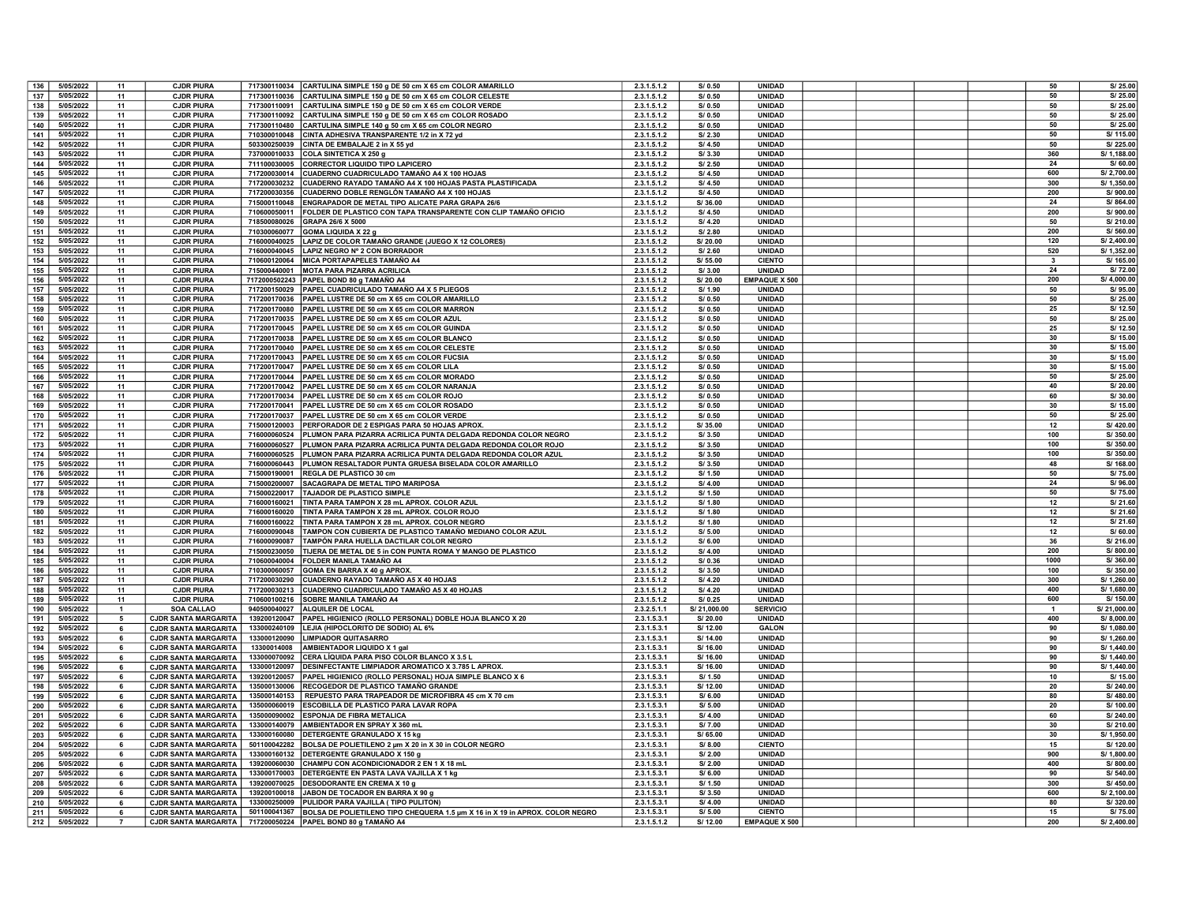| 136 | 5/05/2022 | 11 | CJDR PIURA | 717300110034 | CARTULINA SIMPLE 150 g DE 50 cm X 65 cm COLOR AMARILLO | 2.3.1.5.1.2 | S/ 0.50 | UNIDAD | | | | 50 | S/ 25.00 |
|---|---|---|---|---|---|---|---|---|---|---|---|---|---|
| 137 | 5/05/2022 | 11 | CJDR PIURA | 717300110036 | CARTULINA SIMPLE 150 g DE 50 cm X 65 cm COLOR CELESTE | 2.3.1.5.1.2 | S/ 0.50 | UNIDAD | | | | 50 | S/ 25.00 |
| 138 | 5/05/2022 | 11 | CJDR PIURA | 717300110091 | CARTULINA SIMPLE 150 g DE 50 cm X 65 cm COLOR VERDE | 2.3.1.5.1.2 | S/ 0.50 | UNIDAD | | | | 50 | S/ 25.00 |
| 139 | 5/05/2022 | 11 | CJDR PIURA | 717300110092 | CARTULINA SIMPLE 150 g DE 50 cm X 65 cm COLOR ROSADO | 2.3.1.5.1.2 | S/ 0.50 | UNIDAD | | | | 50 | S/ 25.00 |
| 140 | 5/05/2022 | 11 | CJDR PIURA | 717300110480 | CARTULINA SIMPLE 140 g 50 cm X 65 cm COLOR NEGRO | 2.3.1.5.1.2 | S/ 0.50 | UNIDAD | | | | 50 | S/ 25.00 |
| 141 | 5/05/2022 | 11 | CJDR PIURA | 710300010048 | CINTA ADHESIVA TRANSPARENTE 1/2 in X 72 yd | 2.3.1.5.1.2 | S/ 2.30 | UNIDAD | | | | 50 | S/ 115.00 |
| 142 | 5/05/2022 | 11 | CJDR PIURA | 503300250039 | CINTA DE EMBALAJE 2 in X 55 yd | 2.3.1.5.1.2 | S/ 4.50 | UNIDAD | | | | 50 | S/ 225.00 |
| 143 | 5/05/2022 | 11 | CJDR PIURA | 737000010033 | COLA SINTETICA X 250 g | 2.3.1.5.1.2 | S/ 3.30 | UNIDAD | | | | 360 | S/ 1,188.00 |
| 144 | 5/05/2022 | 11 | CJDR PIURA | 711100030005 | CORRECTOR LIQUIDO TIPO LAPICERO | 2.3.1.5.1.2 | S/ 2.50 | UNIDAD | | | | 24 | S/ 60.00 |
| 145 | 5/05/2022 | 11 | CJDR PIURA | 717200030014 | CUADERNO CUADRICULADO TAMAÑO A4 X 100 HOJAS | 2.3.1.5.1.2 | S/ 4.50 | UNIDAD | | | | 600 | S/ 2,700.00 |
| 146 | 5/05/2022 | 11 | CJDR PIURA | 717200030232 | CUADERNO RAYADO TAMAÑO A4 X 100 HOJAS PASTA PLASTIFICADA | 2.3.1.5.1.2 | S/ 4.50 | UNIDAD | | | | 300 | S/ 1,350.00 |
| 147 | 5/05/2022 | 11 | CJDR PIURA | 717200030356 | CUADERNO DOBLE RENGLÓN TAMAÑO A4 X 100 HOJAS | 2.3.1.5.1.2 | S/ 4.50 | UNIDAD | | | | 200 | S/ 900.00 |
| 148 | 5/05/2022 | 11 | CJDR PIURA | 715000110048 | ENGRAPADOR DE METAL TIPO ALICATE PARA GRAPA 26/6 | 2.3.1.5.1.2 | S/ 36.00 | UNIDAD | | | | 24 | S/ 864.00 |
| 149 | 5/05/2022 | 11 | CJDR PIURA | 710600050011 | FOLDER DE PLASTICO CON TAPA TRANSPARENTE CON CLIP TAMAÑO OFICIO | 2.3.1.5.1.2 | S/ 4.50 | UNIDAD | | | | 200 | S/ 900.00 |
| 150 | 5/05/2022 | 11 | CJDR PIURA | 718500080026 | GRAPA 26/6 X 5000 | 2.3.1.5.1.2 | S/ 4.20 | UNIDAD | | | | 50 | S/ 210.00 |
| 151 | 5/05/2022 | 11 | CJDR PIURA | 710300060077 | GOMA LIQUIDA X 22 g | 2.3.1.5.1.2 | S/ 2.80 | UNIDAD | | | | 200 | S/ 560.00 |
| 152 | 5/05/2022 | 11 | CJDR PIURA | 716000040025 | LAPIZ DE COLOR TAMAÑO GRANDE (JUEGO X 12 COLORES) | 2.3.1.5.1.2 | S/ 20.00 | UNIDAD | | | | 120 | S/ 2,400.00 |
| 153 | 5/05/2022 | 11 | CJDR PIURA | 716000040045 | LAPIZ NEGRO Nº 2 CON BORRADOR | 2.3.1.5.1.2 | S/ 2.60 | UNIDAD | | | | 520 | S/ 1,352.00 |
| 154 | 5/05/2022 | 11 | CJDR PIURA | 710600120064 | MICA PORTAPAPELES TAMAÑO A4 | 2.3.1.5.1.2 | S/ 55.00 | CIENTO | | | | 3 | S/ 165.00 |
| 155 | 5/05/2022 | 11 | CJDR PIURA | 715000440001 | MOTA PARA PIZARRA ACRILICA | 2.3.1.5.1.2 | S/ 3.00 | UNIDAD | | | | 24 | S/ 72.00 |
| 156 | 5/05/2022 | 11 | CJDR PIURA | 7172000502243 | PAPEL BOND 80 g TAMAÑO A4 | 2.3.1.5.1.2 | S/ 20.00 | EMPAQUE X 500 | | | | 200 | S/ 4,000.00 |
| 157 | 5/05/2022 | 11 | CJDR PIURA | 717200150029 | PAPEL CUADRICULADO TAMAÑO A4 X 5 PLIEGOS | 2.3.1.5.1.2 | S/ 1.90 | UNIDAD | | | | 50 | S/ 95.00 |
| 158 | 5/05/2022 | 11 | CJDR PIURA | 717200170036 | PAPEL LUSTRE DE 50 cm X 65 cm COLOR AMARILLO | 2.3.1.5.1.2 | S/ 0.50 | UNIDAD | | | | 50 | S/ 25.00 |
| 159 | 5/05/2022 | 11 | CJDR PIURA | 717200170080 | PAPEL LUSTRE DE 50 cm X 65 cm COLOR MARRON | 2.3.1.5.1.2 | S/ 0.50 | UNIDAD | | | | 25 | S/ 12.50 |
| 160 | 5/05/2022 | 11 | CJDR PIURA | 717200170035 | PAPEL LUSTRE DE 50 cm X 65 cm COLOR AZUL | 2.3.1.5.1.2 | S/ 0.50 | UNIDAD | | | | 50 | S/ 25.00 |
| 161 | 5/05/2022 | 11 | CJDR PIURA | 717200170045 | PAPEL LUSTRE DE 50 cm X 65 cm COLOR GUINDA | 2.3.1.5.1.2 | S/ 0.50 | UNIDAD | | | | 25 | S/ 12.50 |
| 162 | 5/05/2022 | 11 | CJDR PIURA | 717200170038 | PAPEL LUSTRE DE 50 cm X 65 cm COLOR BLANCO | 2.3.1.5.1.2 | S/ 0.50 | UNIDAD | | | | 30 | S/ 15.00 |
| 163 | 5/05/2022 | 11 | CJDR PIURA | 717200170040 | PAPEL LUSTRE DE 50 cm X 65 cm COLOR CELESTE | 2.3.1.5.1.2 | S/ 0.50 | UNIDAD | | | | 30 | S/ 15.00 |
| 164 | 5/05/2022 | 11 | CJDR PIURA | 717200170043 | PAPEL LUSTRE DE 50 cm X 65 cm COLOR FUCSIA | 2.3.1.5.1.2 | S/ 0.50 | UNIDAD | | | | 30 | S/ 15.00 |
| 165 | 5/05/2022 | 11 | CJDR PIURA | 717200170047 | PAPEL LUSTRE DE 50 cm X 65 cm COLOR LILA | 2.3.1.5.1.2 | S/ 0.50 | UNIDAD | | | | 30 | S/ 15.00 |
| 166 | 5/05/2022 | 11 | CJDR PIURA | 717200170044 | PAPEL LUSTRE DE 50 cm X 65 cm COLOR MORADO | 2.3.1.5.1.2 | S/ 0.50 | UNIDAD | | | | 50 | S/ 25.00 |
| 167 | 5/05/2022 | 11 | CJDR PIURA | 717200170042 | PAPEL LUSTRE DE 50 cm X 65 cm COLOR NARANJA | 2.3.1.5.1.2 | S/ 0.50 | UNIDAD | | | | 40 | S/ 20.00 |
| 168 | 5/05/2022 | 11 | CJDR PIURA | 717200170034 | PAPEL LUSTRE DE 50 cm X 65 cm COLOR ROJO | 2.3.1.5.1.2 | S/ 0.50 | UNIDAD | | | | 60 | S/ 30.00 |
| 169 | 5/05/2022 | 11 | CJDR PIURA | 717200170041 | PAPEL LUSTRE DE 50 cm X 65 cm COLOR ROSADO | 2.3.1.5.1.2 | S/ 0.50 | UNIDAD | | | | 30 | S/ 15.00 |
| 170 | 5/05/2022 | 11 | CJDR PIURA | 717200170037 | PAPEL LUSTRE DE 50 cm X 65 cm COLOR VERDE | 2.3.1.5.1.2 | S/ 0.50 | UNIDAD | | | | 50 | S/ 25.00 |
| 171 | 5/05/2022 | 11 | CJDR PIURA | 715000120003 | PERFORADOR DE 2 ESPIGAS PARA 50 HOJAS APROX. | 2.3.1.5.1.2 | S/ 35.00 | UNIDAD | | | | 12 | S/ 420.00 |
| 172 | 5/05/2022 | 11 | CJDR PIURA | 716000060524 | PLUMON PARA PIZARRA ACRILICA PUNTA DELGADA REDONDA COLOR NEGRO | 2.3.1.5.1.2 | S/ 3.50 | UNIDAD | | | | 100 | S/ 350.00 |
| 173 | 5/05/2022 | 11 | CJDR PIURA | 716000060527 | PLUMON PARA PIZARRA ACRILICA PUNTA DELGADA REDONDA COLOR ROJO | 2.3.1.5.1.2 | S/ 3.50 | UNIDAD | | | | 100 | S/ 350.00 |
| 174 | 5/05/2022 | 11 | CJDR PIURA | 716000060525 | PLUMON PARA PIZARRA ACRILICA PUNTA DELGADA REDONDA COLOR AZUL | 2.3.1.5.1.2 | S/ 3.50 | UNIDAD | | | | 100 | S/ 350.00 |
| 175 | 5/05/2022 | 11 | CJDR PIURA | 716000060443 | PLUMON RESALTADOR PUNTA GRUESA BISELADA COLOR AMARILLO | 2.3.1.5.1.2 | S/ 3.50 | UNIDAD | | | | 48 | S/ 168.00 |
| 176 | 5/05/2022 | 11 | CJDR PIURA | 715000190001 | REGLA DE PLASTICO 30 cm | 2.3.1.5.1.2 | S/ 1.50 | UNIDAD | | | | 50 | S/ 75.00 |
| 177 | 5/05/2022 | 11 | CJDR PIURA | 715000200007 | SACAGRAPA DE METAL TIPO MARIPOSA | 2.3.1.5.1.2 | S/ 4.00 | UNIDAD | | | | 24 | S/ 96.00 |
| 178 | 5/05/2022 | 11 | CJDR PIURA | 715000220017 | TAJADOR DE PLASTICO SIMPLE | 2.3.1.5.1.2 | S/ 1.50 | UNIDAD | | | | 50 | S/ 75.00 |
| 179 | 5/05/2022 | 11 | CJDR PIURA | 716000160021 | TINTA PARA TAMPON X 28 mL APROX. COLOR AZUL | 2.3.1.5.1.2 | S/ 1.80 | UNIDAD | | | | 12 | S/ 21.60 |
| 180 | 5/05/2022 | 11 | CJDR PIURA | 716000160020 | TINTA PARA TAMPON X 28 mL APROX. COLOR ROJO | 2.3.1.5.1.2 | S/ 1.80 | UNIDAD | | | | 12 | S/ 21.60 |
| 181 | 5/05/2022 | 11 | CJDR PIURA | 716000160022 | TINTA PARA TAMPON X 28 mL APROX. COLOR NEGRO | 2.3.1.5.1.2 | S/ 1.80 | UNIDAD | | | | 12 | S/ 21.60 |
| 182 | 5/05/2022 | 11 | CJDR PIURA | 716000090048 | TAMPON CON CUBIERTA DE PLASTICO TAMAÑO MEDIANO COLOR AZUL | 2.3.1.5.1.2 | S/ 5.00 | UNIDAD | | | | 12 | S/ 60.00 |
| 183 | 5/05/2022 | 11 | CJDR PIURA | 716000090087 | TAMPÓN PARA HUELLA DACTILAR COLOR NEGRO | 2.3.1.5.1.2 | S/ 6.00 | UNIDAD | | | | 36 | S/ 216.00 |
| 184 | 5/05/2022 | 11 | CJDR PIURA | 715000230050 | TIJERA DE METAL DE 5 in CON PUNTA ROMA Y MANGO DE PLASTICO | 2.3.1.5.1.2 | S/ 4.00 | UNIDAD | | | | 200 | S/ 800.00 |
| 185 | 5/05/2022 | 11 | CJDR PIURA | 710600040004 | FOLDER MANILA TAMAÑO A4 | 2.3.1.5.1.2 | S/ 0.36 | UNIDAD | | | | 1000 | S/ 360.00 |
| 186 | 5/05/2022 | 11 | CJDR PIURA | 710300060057 | GOMA EN BARRA X 40 g APROX. | 2.3.1.5.1.2 | S/ 3.50 | UNIDAD | | | | 100 | S/ 350.00 |
| 187 | 5/05/2022 | 11 | CJDR PIURA | 717200030290 | CUADERNO RAYADO TAMAÑO A5 X 40 HOJAS | 2.3.1.5.1.2 | S/ 4.20 | UNIDAD | | | | 300 | S/ 1,260.00 |
| 188 | 5/05/2022 | 11 | CJDR PIURA | 717200030213 | CUADERNO CUADRICULADO TAMAÑO A5 X 40 HOJAS | 2.3.1.5.1.2 | S/ 4.20 | UNIDAD | | | | 400 | S/ 1,680.00 |
| 189 | 5/05/2022 | 11 | CJDR PIURA | 710600100216 | SOBRE MANILA TAMAÑO A4 | 2.3.1.5.1.2 | S/ 0.25 | UNIDAD | | | | 600 | S/ 150.00 |
| 190 | 5/05/2022 | 1 | SOA CALLAO | 940500040027 | ALQUILER DE LOCAL | 2.3.2.5.1.1 | S/ 21,000.00 | SERVICIO | | | | 1 | S/ 21,000.00 |
| 191 | 5/05/2022 | 5 | CJDR SANTA MARGARITA | 139200120047 | PAPEL HIGIENICO (ROLLO PERSONAL) DOBLE HOJA BLANCO X 20 | 2.3.1.5.3.1 | S/ 20.00 | UNIDAD | | | | 400 | S/ 8,000.00 |
| 192 | 5/05/2022 | 6 | CJDR SANTA MARGARITA | 133000240109 | LEJIA (HIPOCLORITO DE SODIO) AL 6% | 2.3.1.5.3.1 | S/ 12.00 | GALON | | | | 90 | S/ 1,080.00 |
| 193 | 5/05/2022 | 6 | CJDR SANTA MARGARITA | 133000120090 | LIMPIADOR QUITASARRO | 2.3.1.5.3.1 | S/ 14.00 | UNIDAD | | | | 90 | S/ 1,260.00 |
| 194 | 5/05/2022 | 6 | CJDR SANTA MARGARITA | 13300014008 | AMBIENTADOR LIQUIDO X 1 gal | 2.3.1.5.3.1 | S/ 16.00 | UNIDAD | | | | 90 | S/ 1,440.00 |
| 195 | 5/05/2022 | 6 | CJDR SANTA MARGARITA | 133000070092 | CERA LÍQUIDA PARA PISO COLOR BLANCO X 3.5 L | 2.3.1.5.3.1 | S/ 16.00 | UNIDAD | | | | 90 | S/ 1,440.00 |
| 196 | 5/05/2022 | 6 | CJDR SANTA MARGARITA | 133000120097 | DESINFECTANTE LIMPIADOR AROMATICO X 3.785 L APROX. | 2.3.1.5.3.1 | S/ 16.00 | UNIDAD | | | | 90 | S/ 1,440.00 |
| 197 | 5/05/2022 | 6 | CJDR SANTA MARGARITA | 139200120057 | PAPEL HIGIENICO (ROLLO PERSONAL) HOJA SIMPLE BLANCO X 6 | 2.3.1.5.3.1 | S/ 1.50 | UNIDAD | | | | 10 | S/ 15.00 |
| 198 | 5/05/2022 | 6 | CJDR SANTA MARGARITA | 135000130006 | RECOGEDOR DE PLASTICO TAMAÑO GRANDE | 2.3.1.5.3.1 | S/ 12.00 | UNIDAD | | | | 20 | S/ 240.00 |
| 199 | 5/05/2022 | 6 | CJDR SANTA MARGARITA | 135000140153 | REPUESTO PARA TRAPEADOR DE MICROFIBRA 45 cm X 70 cm | 2.3.1.5.3.1 | S/ 6.00 | UNIDAD | | | | 80 | S/ 480.00 |
| 200 | 5/05/2022 | 6 | CJDR SANTA MARGARITA | 135000060019 | ESCOBILLA DE PLASTICO PARA LAVAR ROPA | 2.3.1.5.3.1 | S/ 5.00 | UNIDAD | | | | 20 | S/ 100.00 |
| 201 | 5/05/2022 | 6 | CJDR SANTA MARGARITA | 135000090002 | ESPONJA DE FIBRA METALICA | 2.3.1.5.3.1 | S/ 4.00 | UNIDAD | | | | 60 | S/ 240.00 |
| 202 | 5/05/2022 | 6 | CJDR SANTA MARGARITA | 133000140079 | AMBIENTADOR EN SPRAY X 360 mL | 2.3.1.5.3.1 | S/ 7.00 | UNIDAD | | | | 30 | S/ 210.00 |
| 203 | 5/05/2022 | 6 | CJDR SANTA MARGARITA | 133000160080 | DETERGENTE GRANULADO X 15 kg | 2.3.1.5.3.1 | S/ 65.00 | UNIDAD | | | | 30 | S/ 1,950.00 |
| 204 | 5/05/2022 | 6 | CJDR SANTA MARGARITA | 501100042282 | BOLSA DE POLIETILENO 2 µm X 20 in X 30 in COLOR NEGRO | 2.3.1.5.3.1 | S/ 8.00 | CIENTO | | | | 15 | S/ 120.00 |
| 205 | 5/05/2022 | 6 | CJDR SANTA MARGARITA | 133000160132 | DETERGENTE GRANULADO X 150 g | 2.3.1.5.3.1 | S/ 2.00 | UNIDAD | | | | 900 | S/ 1,800.00 |
| 206 | 5/05/2022 | 6 | CJDR SANTA MARGARITA | 139200060030 | CHAMPU CON ACONDICIONADOR 2 EN 1 X 18 mL | 2.3.1.5.3.1 | S/ 2.00 | UNIDAD | | | | 400 | S/ 800.00 |
| 207 | 5/05/2022 | 6 | CJDR SANTA MARGARITA | 133000170003 | DETERGENTE EN PASTA LAVA VAJILLA X 1 kg | 2.3.1.5.3.1 | S/ 6.00 | UNIDAD | | | | 90 | S/ 540.00 |
| 208 | 5/05/2022 | 6 | CJDR SANTA MARGARITA | 139200070025 | DESODORANTE EN CREMA X 10 g | 2.3.1.5.3.1 | S/ 1.50 | UNIDAD | | | | 300 | S/ 450.00 |
| 209 | 5/05/2022 | 6 | CJDR SANTA MARGARITA | 139200100018 | JABON DE TOCADOR EN BARRA X 90 g | 2.3.1.5.3.1 | S/ 3.50 | UNIDAD | | | | 600 | S/ 2,100.00 |
| 210 | 5/05/2022 | 6 | CJDR SANTA MARGARITA | 133000250009 | PULIDOR PARA VAJILLA ( TIPO PULITON) | 2.3.1.5.3.1 | S/ 4.00 | UNIDAD | | | | 80 | S/ 320.00 |
| 211 | 5/05/2022 | 6 | CJDR SANTA MARGARITA | 501100041367 | BOLSA DE POLIETILENO TIPO CHEQUERA 1.5 µm X 16 in X 19 in APROX. COLOR NEGRO | 2.3.1.5.3.1 | S/ 5.00 | CIENTO | | | | 15 | S/ 75.00 |
| 212 | 5/05/2022 | 7 | CJDR SANTA MARGARITA | 717200050224 | PAPEL BOND 80 g TAMAÑO A4 | 2.3.1.5.1.2 | S/ 12.00 | EMPAQUE X 500 | | | | 200 | S/ 2,400.00 |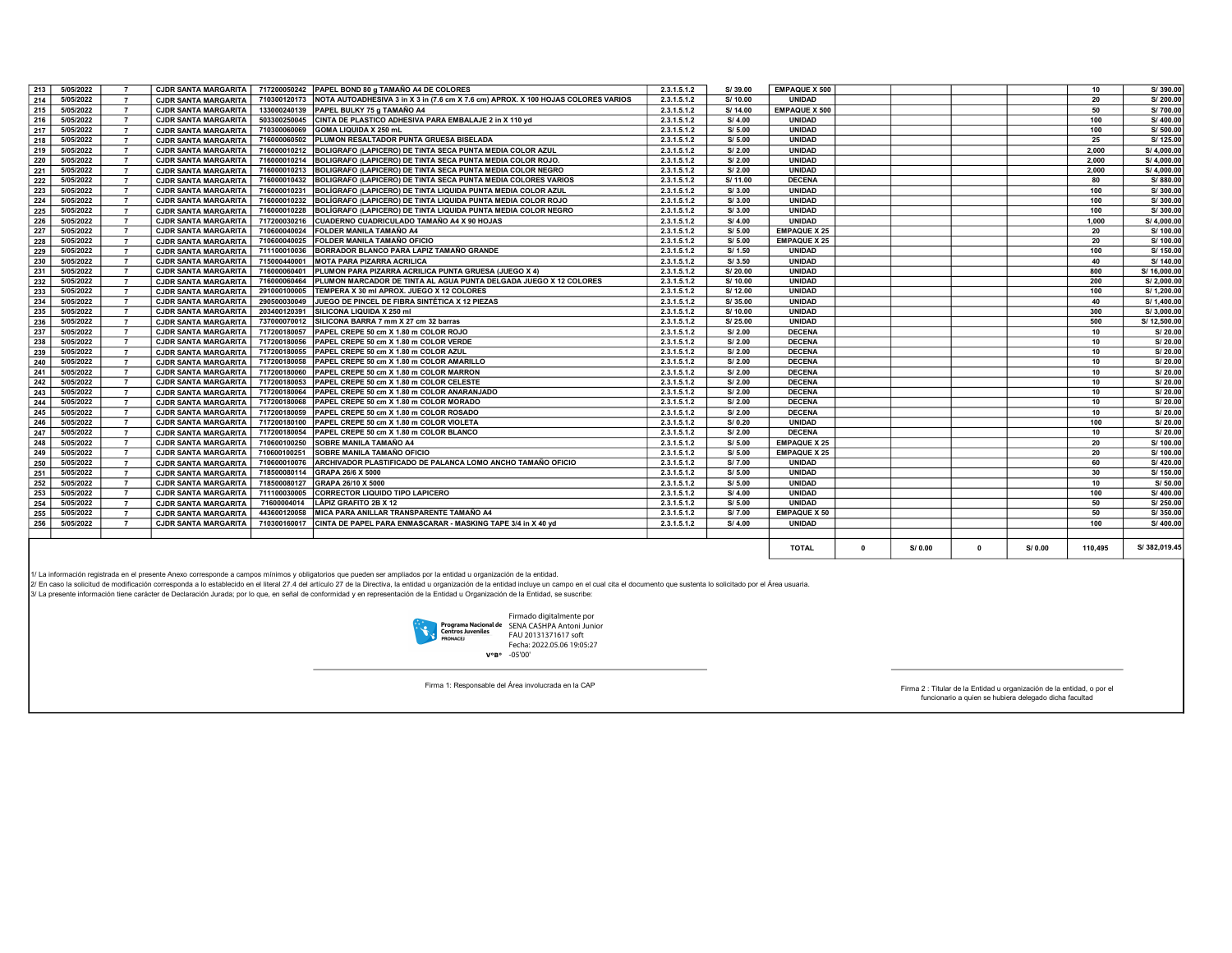| | | | | | | | | | | | | | | | |
|---|---|---|---|---|---|---|---|---|---|---|---|---|---|---|---|
| 213 | 5/05/2022 | 7 | CJDR SANTA MARGARITA | 717200050242 | PAPEL BOND 80 g TAMAÑO A4 DE COLORES | 2.3.1.5.1.2 | S/ 39.00 | EMPAQUE X 500 | | | | | 10 | S/ 390.00 |
| 214 | 5/05/2022 | 7 | CJDR SANTA MARGARITA | 710300120173 | NOTA AUTOADHESIVA 3 in X 3 in (7.6 cm X 7.6 cm) APROX. X 100 HOJAS COLORES VARIOS | 2.3.1.5.1.2 | S/ 10.00 | UNIDAD | | | | | 20 | S/ 200.00 |
| 215 | 5/05/2022 | 7 | CJDR SANTA MARGARITA | 133000240139 | PAPEL BULKY 75 g TAMAÑO A4 | 2.3.1.5.1.2 | S/ 14.00 | EMPAQUE X 500 | | | | | 50 | S/ 700.00 |
| 216 | 5/05/2022 | 7 | CJDR SANTA MARGARITA | 503300250045 | CINTA DE PLASTICO ADHESIVA PARA EMBALAJE 2 in X 110 yd | 2.3.1.5.1.2 | S/ 4.00 | UNIDAD | | | | | 100 | S/ 400.00 |
| 217 | 5/05/2022 | 7 | CJDR SANTA MARGARITA | 710300060069 | GOMA LIQUIDA X 250 mL | 2.3.1.5.1.2 | S/ 5.00 | UNIDAD | | | | | 100 | S/ 500.00 |
| 218 | 5/05/2022 | 7 | CJDR SANTA MARGARITA | 716000060502 | PLUMON RESALTADOR PUNTA GRUESA BISELADA | 2.3.1.5.1.2 | S/ 5.00 | UNIDAD | | | | | 25 | S/ 125.00 |
| 219 | 5/05/2022 | 7 | CJDR SANTA MARGARITA | 716000010212 | BOLIGRAFO (LAPICERO) DE TINTA SECA PUNTA MEDIA COLOR AZUL | 2.3.1.5.1.2 | S/ 2.00 | UNIDAD | | | | | 2,000 | S/ 4,000.00 |
| 220 | 5/05/2022 | 7 | CJDR SANTA MARGARITA | 716000010214 | BOLIGRAFO (LAPICERO) DE TINTA SECA PUNTA MEDIA COLOR ROJO. | 2.3.1.5.1.2 | S/ 2.00 | UNIDAD | | | | | 2,000 | S/ 4,000.00 |
| 221 | 5/05/2022 | 7 | CJDR SANTA MARGARITA | 716000010213 | BOLIGRAFO (LAPICERO) DE TINTA SECA PUNTA MEDIA COLOR NEGRO | 2.3.1.5.1.2 | S/ 2.00 | UNIDAD | | | | | 2,000 | S/ 4,000.00 |
| 222 | 5/05/2022 | 7 | CJDR SANTA MARGARITA | 716000010432 | BOLIGRAFO (LAPICERO) DE TINTA SECA PUNTA MEDIA COLORES VARIOS | 2.3.1.5.1.2 | S/ 11.00 | DECENA | | | | | 80 | S/ 880.00 |
| 223 | 5/05/2022 | 7 | CJDR SANTA MARGARITA | 716000010231 | BOLÍGRAFO (LAPICERO) DE TINTA LIQUIDA PUNTA MEDIA COLOR AZUL | 2.3.1.5.1.2 | S/ 3.00 | UNIDAD | | | | | 100 | S/ 300.00 |
| 224 | 5/05/2022 | 7 | CJDR SANTA MARGARITA | 716000010232 | BOLÍGRAFO (LAPICERO) DE TINTA LIQUIDA PUNTA MEDIA COLOR ROJO | 2.3.1.5.1.2 | S/ 3.00 | UNIDAD | | | | | 100 | S/ 300.00 |
| 225 | 5/05/2022 | 7 | CJDR SANTA MARGARITA | 716000010228 | BOLÍGRAFO (LAPICERO) DE TINTA LIQUIDA PUNTA MEDIA COLOR NEGRO | 2.3.1.5.1.2 | S/ 3.00 | UNIDAD | | | | | 100 | S/ 300.00 |
| 226 | 5/05/2022 | 7 | CJDR SANTA MARGARITA | 717200030216 | CUADERNO CUADRICULADO TAMAÑO A4 X 90 HOJAS | 2.3.1.5.1.2 | S/ 4.00 | UNIDAD | | | | | 1,000 | S/ 4,000.00 |
| 227 | 5/05/2022 | 7 | CJDR SANTA MARGARITA | 710600040024 | FOLDER MANILA TAMAÑO A4 | 2.3.1.5.1.2 | S/ 5.00 | EMPAQUE X 25 | | | | | 20 | S/ 100.00 |
| 228 | 5/05/2022 | 7 | CJDR SANTA MARGARITA | 710600040025 | FOLDER MANILA TAMAÑO OFICIO | 2.3.1.5.1.2 | S/ 5.00 | EMPAQUE X 25 | | | | | 20 | S/ 100.00 |
| 229 | 5/05/2022 | 7 | CJDR SANTA MARGARITA | 711100010036 | BORRADOR BLANCO PARA LAPIZ TAMAÑO GRANDE | 2.3.1.5.1.2 | S/ 1.50 | UNIDAD | | | | | 100 | S/ 150.00 |
| 230 | 5/05/2022 | 7 | CJDR SANTA MARGARITA | 715000440001 | MOTA PARA PIZARRA ACRILICA | 2.3.1.5.1.2 | S/ 3.50 | UNIDAD | | | | | 40 | S/ 140.00 |
| 231 | 5/05/2022 | 7 | CJDR SANTA MARGARITA | 716000060401 | PLUMON PARA PIZARRA ACRILICA PUNTA GRUESA (JUEGO X 4) | 2.3.1.5.1.2 | S/ 20.00 | UNIDAD | | | | | 800 | S/ 16,000.00 |
| 232 | 5/05/2022 | 7 | CJDR SANTA MARGARITA | 716000060464 | PLUMON MARCADOR DE TINTA AL AGUA PUNTA DELGADA JUEGO X 12 COLORES | 2.3.1.5.1.2 | S/ 10.00 | UNIDAD | | | | | 200 | S/ 2,000.00 |
| 233 | 5/05/2022 | 7 | CJDR SANTA MARGARITA | 291000100005 | TEMPERA X 30 ml APROX. JUEGO X 12 COLORES | 2.3.1.5.1.2 | S/ 12.00 | UNIDAD | | | | | 100 | S/ 1,200.00 |
| 234 | 5/05/2022 | 7 | CJDR SANTA MARGARITA | 290500030049 | JUEGO DE PINCEL DE FIBRA SINTÉTICA X 12 PIEZAS | 2.3.1.5.1.2 | S/ 35.00 | UNIDAD | | | | | 40 | S/ 1,400.00 |
| 235 | 5/05/2022 | 7 | CJDR SANTA MARGARITA | 203400120391 | SILICONA LIQUIDA X 250 ml | 2.3.1.5.1.2 | S/ 10.00 | UNIDAD | | | | | 300 | S/ 3,000.00 |
| 236 | 5/05/2022 | 7 | CJDR SANTA MARGARITA | 737000070012 | SILICONA BARRA 7 mm X 27 cm 32 barras | 2.3.1.5.1.2 | S/ 25.00 | UNIDAD | | | | | 500 | S/ 12,500.00 |
| 237 | 5/05/2022 | 7 | CJDR SANTA MARGARITA | 717200180057 | PAPEL CREPE 50 cm X 1.80 m COLOR ROJO | 2.3.1.5.1.2 | S/ 2.00 | DECENA | | | | | 10 | S/ 20.00 |
| 238 | 5/05/2022 | 7 | CJDR SANTA MARGARITA | 717200180056 | PAPEL CREPE 50 cm X 1.80 m COLOR VERDE | 2.3.1.5.1.2 | S/ 2.00 | DECENA | | | | | 10 | S/ 20.00 |
| 239 | 5/05/2022 | 7 | CJDR SANTA MARGARITA | 717200180055 | PAPEL CREPE 50 cm X 1.80 m COLOR AZUL | 2.3.1.5.1.2 | S/ 2.00 | DECENA | | | | | 10 | S/ 20.00 |
| 240 | 5/05/2022 | 7 | CJDR SANTA MARGARITA | 717200180058 | PAPEL CREPE 50 cm X 1.80 m COLOR AMARILLO | 2.3.1.5.1.2 | S/ 2.00 | DECENA | | | | | 10 | S/ 20.00 |
| 241 | 5/05/2022 | 7 | CJDR SANTA MARGARITA | 717200180060 | PAPEL CREPE 50 cm X 1.80 m COLOR MARRON | 2.3.1.5.1.2 | S/ 2.00 | DECENA | | | | | 10 | S/ 20.00 |
| 242 | 5/05/2022 | 7 | CJDR SANTA MARGARITA | 717200180053 | PAPEL CREPE 50 cm X 1.80 m COLOR CELESTE | 2.3.1.5.1.2 | S/ 2.00 | DECENA | | | | | 10 | S/ 20.00 |
| 243 | 5/05/2022 | 7 | CJDR SANTA MARGARITA | 717200180064 | PAPEL CREPE 50 cm X 1.80 m COLOR ANARANJADO | 2.3.1.5.1.2 | S/ 2.00 | DECENA | | | | | 10 | S/ 20.00 |
| 244 | 5/05/2022 | 7 | CJDR SANTA MARGARITA | 717200180068 | PAPEL CREPE 50 cm X 1.80 m COLOR MORADO | 2.3.1.5.1.2 | S/ 2.00 | DECENA | | | | | 10 | S/ 20.00 |
| 245 | 5/05/2022 | 7 | CJDR SANTA MARGARITA | 717200180059 | PAPEL CREPE 50 cm X 1.80 m COLOR ROSADO | 2.3.1.5.1.2 | S/ 2.00 | DECENA | | | | | 10 | S/ 20.00 |
| 246 | 5/05/2022 | 7 | CJDR SANTA MARGARITA | 717200180100 | PAPEL CREPE 50 cm X 1.80 m COLOR VIOLETA | 2.3.1.5.1.2 | S/ 0.20 | UNIDAD | | | | | 100 | S/ 20.00 |
| 247 | 5/05/2022 | 7 | CJDR SANTA MARGARITA | 717200180054 | PAPEL CREPE 50 cm X 1.80 m COLOR BLANCO | 2.3.1.5.1.2 | S/ 2.00 | DECENA | | | | | 10 | S/ 20.00 |
| 248 | 5/05/2022 | 7 | CJDR SANTA MARGARITA | 710600100250 | SOBRE MANILA TAMAÑO A4 | 2.3.1.5.1.2 | S/ 5.00 | EMPAQUE X 25 | | | | | 20 | S/ 100.00 |
| 249 | 5/05/2022 | 7 | CJDR SANTA MARGARITA | 710600100251 | SOBRE MANILA TAMAÑO OFICIO | 2.3.1.5.1.2 | S/ 5.00 | EMPAQUE X 25 | | | | | 20 | S/ 100.00 |
| 250 | 5/05/2022 | 7 | CJDR SANTA MARGARITA | 710600010076 | ARCHIVADOR PLASTIFICADO DE PALANCA LOMO ANCHO TAMAÑO OFICIO | 2.3.1.5.1.2 | S/ 7.00 | UNIDAD | | | | | 60 | S/ 420.00 |
| 251 | 5/05/2022 | 7 | CJDR SANTA MARGARITA | 718500080114 | GRAPA 26/6 X 5000 | 2.3.1.5.1.2 | S/ 5.00 | UNIDAD | | | | | 30 | S/ 150.00 |
| 252 | 5/05/2022 | 7 | CJDR SANTA MARGARITA | 718500080127 | GRAPA 26/10 X 5000 | 2.3.1.5.1.2 | S/ 5.00 | UNIDAD | | | | | 10 | S/ 50.00 |
| 253 | 5/05/2022 | 7 | CJDR SANTA MARGARITA | 711100030005 | CORRECTOR LIQUIDO TIPO LAPICERO | 2.3.1.5.1.2 | S/ 4.00 | UNIDAD | | | | | 100 | S/ 400.00 |
| 254 | 5/05/2022 | 7 | CJDR SANTA MARGARITA | 71600004014 | LÁPIZ GRAFITO 2B X 12 | 2.3.1.5.1.2 | S/ 5.00 | UNIDAD | | | | | 50 | S/ 250.00 |
| 255 | 5/05/2022 | 7 | CJDR SANTA MARGARITA | 443600120058 | MICA PARA ANILLAR TRANSPARENTE TAMAÑO A4 | 2.3.1.5.1.2 | S/ 7.00 | EMPAQUE X 50 | | | | | 50 | S/ 350.00 |
| 256 | 5/05/2022 | 7 | CJDR SANTA MARGARITA | 710300160017 | CINTA DE PAPEL PARA ENMASCARAR - MASKING TAPE 3/4 in X 40 yd | 2.3.1.5.1.2 | S/ 4.00 | UNIDAD | | | | | 100 | S/ 400.00 |
| | | | | | | | | | | | | | | |
| | | | | | | | | TOTAL | 0 | S/ 0.00 | 0 | S/ 0.00 | 110,495 | S/ 382,019.45 |

1/ La información registrada en el presente Anexo corresponde a campos mínimos y obligatorios que pueden ser ampliados por la entidad u organización de la entidad.

2/ En caso la solicitud de modificación corresponda a lo establecido en el literal 27.4 del artículo 27 de la Directiva, la entidad u organización de la entidad incluye un campo en el cual cita el documento que sustenta lo solicitado por el Área usuaria.

3/ La presente información tiene carácter de Declaración Jurada; por lo que, en señal de conformidad y en representación de la Entidad u Organización de la Entidad, se suscribe:

Programa Nacional de Centros Juveniles PRONACEJ

Firmado digitalmente por SENA CASHPA Antoni Junior FAU 20131371617 soft Fecha: 2022.05.06 19:05:27 -05'00'

V°B°

Firma 1: Responsable del Área involucrada en la CAP

Firma 2 : Titular de la Entidad u organización de la entidad, o por el funcionario a quien se hubiera delegado dicha facultad